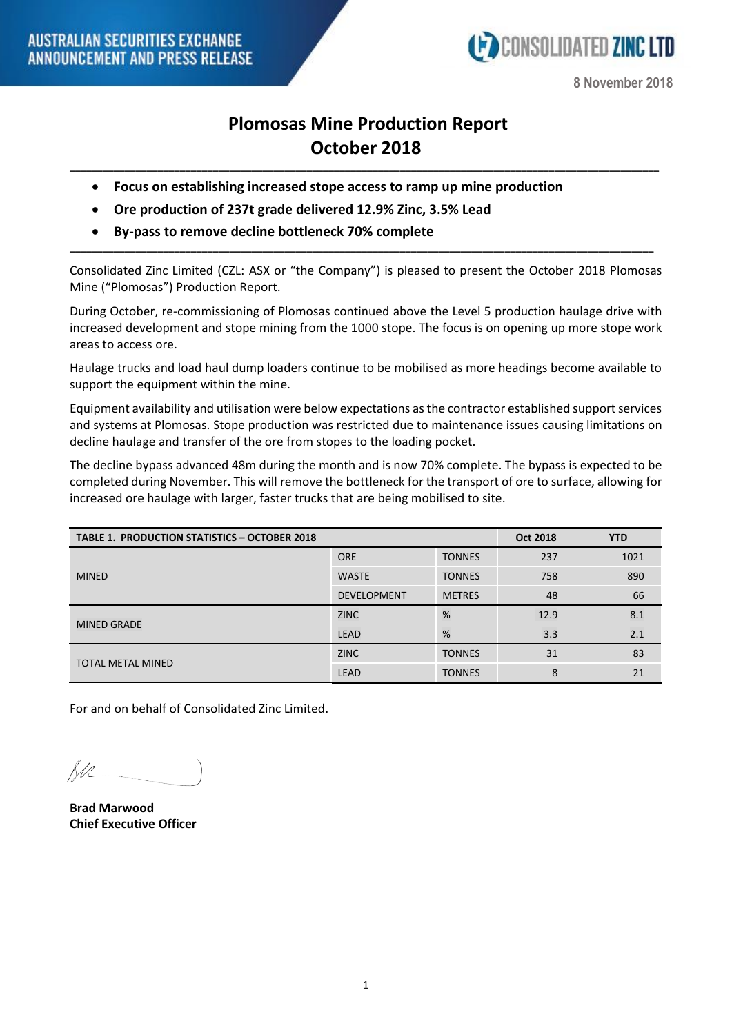AUSTRALIAN SECURITIES EXCHANGE ANNOUNCEMENT AND PRESS RELEASE

CONSOLIDATED ZINC LTD

8 November 2018

# Plomosas Mine Production Report October 2018

- **Focus on establishing increased stope access to ramp up mine production**
- **Ore production of 237t grade delivered 12.9% Zinc, 3.5% Lead**
- **By-pass to remove decline bottleneck 70% complete**

Consolidated Zinc Limited (CZL: ASX or "the Company") is pleased to present the October 2018 Plomosas Mine ("Plomosas") Production Report.

During October, re-commissioning of Plomosas continued above the Level 5 production haulage drive with increased development and stope mining from the 1000 stope. The focus is on opening up more stope work areas to access ore.

Haulage trucks and load haul dump loaders continue to be mobilised as more headings become available to support the equipment within the mine.

Equipment availability and utilisation were below expectations as the contractor established support services and systems at Plomosas. Stope production was restricted due to maintenance issues causing limitations on decline haulage and transfer of the ore from stopes to the loading pocket.

The decline bypass advanced 48m during the month and is now 70% complete. The bypass is expected to be completed during November. This will remove the bottleneck for the transport of ore to surface, allowing for increased ore haulage with larger, faster trucks that are being mobilised to site.

| TABLE 1. PRODUCTION STATISTICS – OCTOBER 2018 | | | Oct 2018 | YTD |
|---|---|---|---|---|
| MINED | ORE | TONNES | 237 | 1021 |
| | WASTE | TONNES | 758 | 890 |
| | DEVELOPMENT | METRES | 48 | 66 |
| MINED GRADE | ZINC | % | 12.9 | 8.1 |
| | LEAD | % | 3.3 | 2.1 |
| TOTAL METAL MINED | ZINC | TONNES | 31 | 83 |
| | LEAD | TONNES | 8 | 21 |

For and on behalf of Consolidated Zinc Limited.

**Brad Marwood**
**Chief Executive Officer**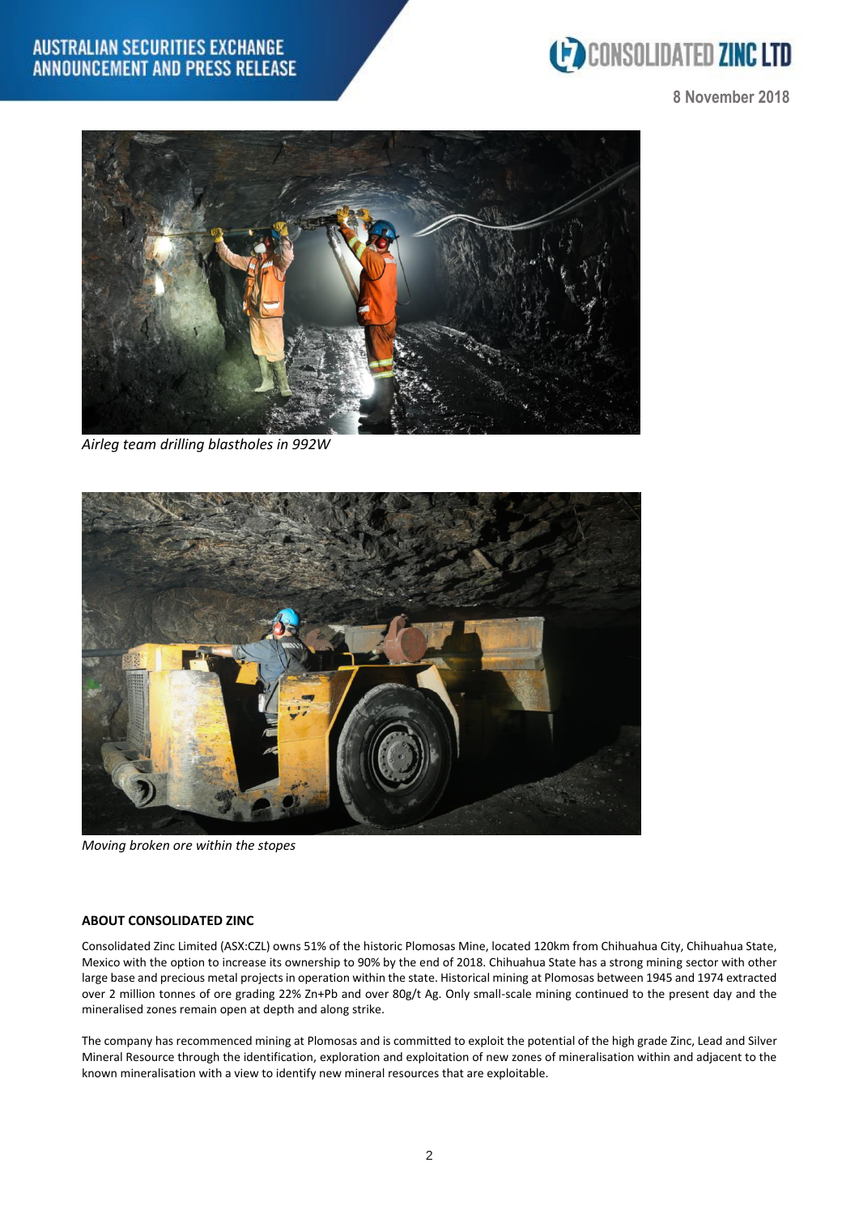*Airleg team drilling blastholes in 992W*

*Moving broken ore within the stopes*

**ABOUT CONSOLIDATED ZINC**

Consolidated Zinc Limited (ASX:CZL) owns 51% of the historic Plomosas Mine, located 120km from Chihuahua City, Chihuahua State, Mexico with the option to increase its ownership to 90% by the end of 2018. Chihuahua State has a strong mining sector with other large base and precious metal projects in operation within the state. Historical mining at Plomosas between 1945 and 1974 extracted over 2 million tonnes of ore grading 22% Zn+Pb and over 80g/t Ag. Only small-scale mining continued to the present day and the mineralised zones remain open at depth and along strike.

The company has recommenced mining at Plomosas and is committed to exploit the potential of the high grade Zinc, Lead and Silver Mineral Resource through the identification, exploration and exploitation of new zones of mineralisation within and adjacent to the known mineralisation with a view to identify new mineral resources that are exploitable.